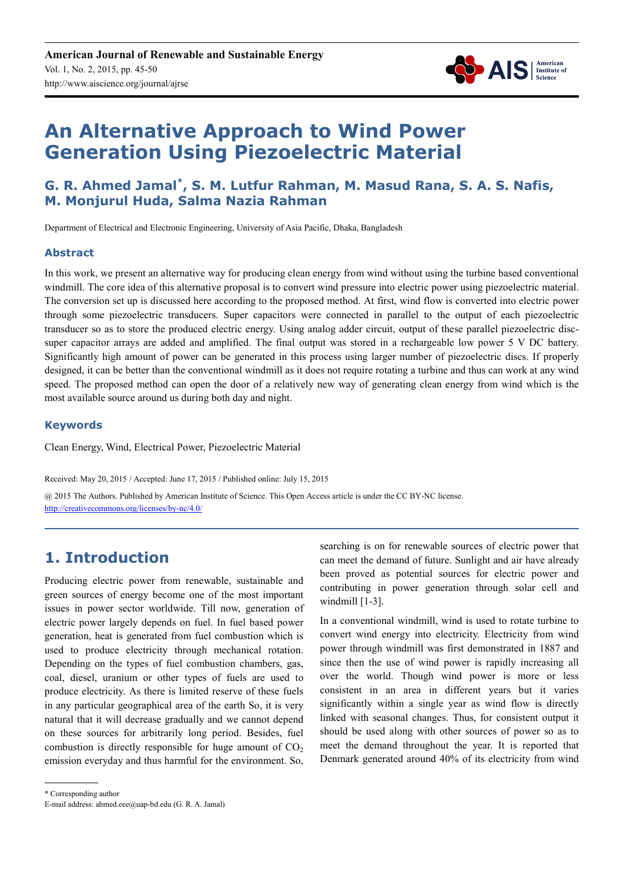# An Alternative Approach to Wind Power Generation Using Piezoelectric Material

## G. R. Ahmed Jamal*, S. M. Lutfur Rahman, M. Masud Rana, S. A. S. Nafis, M. Monjurul Huda, Salma Nazia Rahman

Department of Electrical and Electronic Engineering, University of Asia Pacific, Dhaka, Bangladesh

### Abstract

In this work, we present an alternative way for producing clean energy from wind without using the turbine based conventional windmill. The core idea of this alternative proposal is to convert wind pressure into electric power using piezoelectric material. The conversion set up is discussed here according to the proposed method. At first, wind flow is converted into electric power through some piezoelectric transducers. Super capacitors were connected in parallel to the output of each piezoelectric transducer so as to store the produced electric energy. Using analog adder circuit, output of these parallel piezoelectric disc-super capacitor arrays are added and amplified. The final output was stored in a rechargeable low power 5 V DC battery. Significantly high amount of power can be generated in this process using larger number of piezoelectric discs. If properly designed, it can be better than the conventional windmill as it does not require rotating a turbine and thus can work at any wind speed. The proposed method can open the door of a relatively new way of generating clean energy from wind which is the most available source around us during both day and night.

### Keywords

Clean Energy, Wind, Electrical Power, Piezoelectric Material

Received: May 20, 2015 / Accepted: June 17, 2015 / Published online: July 15, 2015

@ 2015 The Authors. Published by American Institute of Science. This Open Access article is under the CC BY-NC license. http://creativecommons.org/licenses/by-nc/4.0/

## 1. Introduction

Producing electric power from renewable, sustainable and green sources of energy become one of the most important issues in power sector worldwide. Till now, generation of electric power largely depends on fuel. In fuel based power generation, heat is generated from fuel combustion which is used to produce electricity through mechanical rotation. Depending on the types of fuel combustion chambers, gas, coal, diesel, uranium or other types of fuels are used to produce electricity. As there is limited reserve of these fuels in any particular geographical area of the earth So, it is very natural that it will decrease gradually and we cannot depend on these sources for arbitrarily long period. Besides, fuel combustion is directly responsible for huge amount of $CO_2$ emission everyday and thus harmful for the environment. So, searching is on for renewable sources of electric power that can meet the demand of future. Sunlight and air have already been proved as potential sources for electric power and contributing in power generation through solar cell and windmill [1-3].

In a conventional windmill, wind is used to rotate turbine to convert wind energy into electricity. Electricity from wind power through windmill was first demonstrated in 1887 and since then the use of wind power is rapidly increasing all over the world. Though wind power is more or less consistent in an area in different years but it varies significantly within a single year as wind flow is directly linked with seasonal changes. Thus, for consistent output it should be used along with other sources of power so as to meet the demand throughout the year. It is reported that Denmark generated around 40% of its electricity from wind

* Corresponding author
E-mail address: ahmed.eee@uap-bd.edu (G. R. A. Jamal)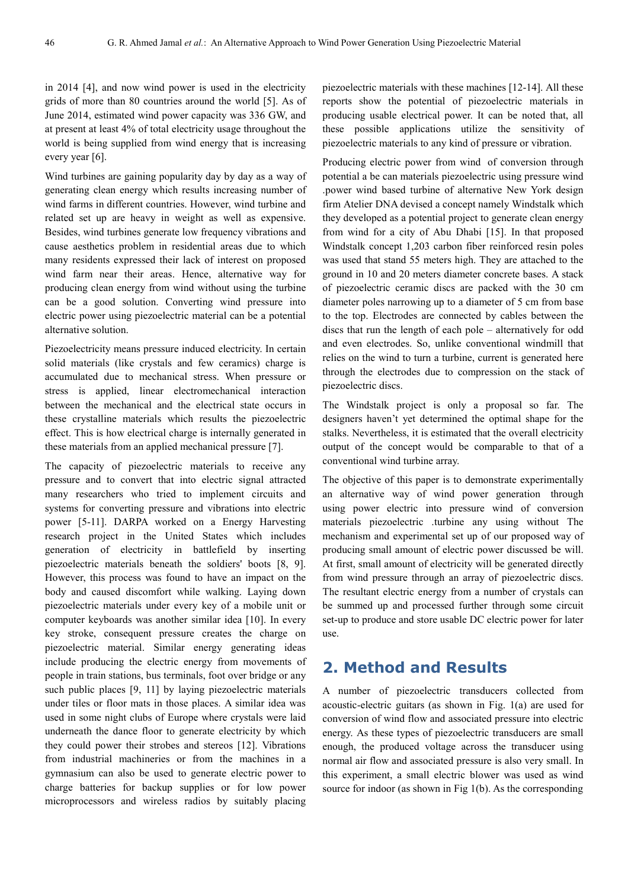in 2014 [4], and now wind power is used in the electricity grids of more than 80 countries around the world [5]. As of June 2014, estimated wind power capacity was 336 GW, and at present at least 4% of total electricity usage throughout the world is being supplied from wind energy that is increasing every year [6].

Wind turbines are gaining popularity day by day as a way of generating clean energy which results increasing number of wind farms in different countries. However, wind turbine and related set up are heavy in weight as well as expensive. Besides, wind turbines generate low frequency vibrations and cause aesthetics problem in residential areas due to which many residents expressed their lack of interest on proposed wind farm near their areas. Hence, alternative way for producing clean energy from wind without using the turbine can be a good solution. Converting wind pressure into electric power using piezoelectric material can be a potential alternative solution.

Piezoelectricity means pressure induced electricity. In certain solid materials (like crystals and few ceramics) charge is accumulated due to mechanical stress. When pressure or stress is applied, linear electromechanical interaction between the mechanical and the electrical state occurs in these crystalline materials which results the piezoelectric effect. This is how electrical charge is internally generated in these materials from an applied mechanical pressure [7].

The capacity of piezoelectric materials to receive any pressure and to convert that into electric signal attracted many researchers who tried to implement circuits and systems for converting pressure and vibrations into electric power [5-11]. DARPA worked on a Energy Harvesting research project in the United States which includes generation of electricity in battlefield by inserting piezoelectric materials beneath the soldiers' boots [8, 9]. However, this process was found to have an impact on the body and caused discomfort while walking. Laying down piezoelectric materials under every key of a mobile unit or computer keyboards was another similar idea [10]. In every key stroke, consequent pressure creates the charge on piezoelectric material. Similar energy generating ideas include producing the electric energy from movements of people in train stations, bus terminals, foot over bridge or any such public places [9, 11] by laying piezoelectric materials under tiles or floor mats in those places. A similar idea was used in some night clubs of Europe where crystals were laid underneath the dance floor to generate electricity by which they could power their strobes and stereos [12]. Vibrations from industrial machineries or from the machines in a gymnasium can also be used to generate electric power to charge batteries for backup supplies or for low power microprocessors and wireless radios by suitably placing piezoelectric materials with these machines [12-14]. All these reports show the potential of piezoelectric materials in producing usable electrical power. It can be noted that, all these possible applications utilize the sensitivity of piezoelectric materials to any kind of pressure or vibration.

Producing electric power from wind of conversion through potential a be can materials piezoelectric using pressure wind .power wind based turbine of alternative New York design firm Atelier DNA devised a concept namely Windstalk which they developed as a potential project to generate clean energy from wind for a city of Abu Dhabi [15]. In that proposed Windstalk concept 1,203 carbon fiber reinforced resin poles was used that stand 55 meters high. They are attached to the ground in 10 and 20 meters diameter concrete bases. A stack of piezoelectric ceramic discs are packed with the 30 cm diameter poles narrowing up to a diameter of 5 cm from base to the top. Electrodes are connected by cables between the discs that run the length of each pole – alternatively for odd and even electrodes. So, unlike conventional windmill that relies on the wind to turn a turbine, current is generated here through the electrodes due to compression on the stack of piezoelectric discs.

The Windstalk project is only a proposal so far. The designers haven't yet determined the optimal shape for the stalks. Nevertheless, it is estimated that the overall electricity output of the concept would be comparable to that of a conventional wind turbine array.

The objective of this paper is to demonstrate experimentally an alternative way of wind power generation through using power electric into pressure wind of conversion materials piezoelectric .turbine any using without The mechanism and experimental set up of our proposed way of producing small amount of electric power discussed be will. At first, small amount of electricity will be generated directly from wind pressure through an array of piezoelectric discs. The resultant electric energy from a number of crystals can be summed up and processed further through some circuit set-up to produce and store usable DC electric power for later use.

## 2. Method and Results

A number of piezoelectric transducers collected from acoustic-electric guitars (as shown in Fig. 1(a) are used for conversion of wind flow and associated pressure into electric energy. As these types of piezoelectric transducers are small enough, the produced voltage across the transducer using normal air flow and associated pressure is also very small. In this experiment, a small electric blower was used as wind source for indoor (as shown in Fig 1(b). As the corresponding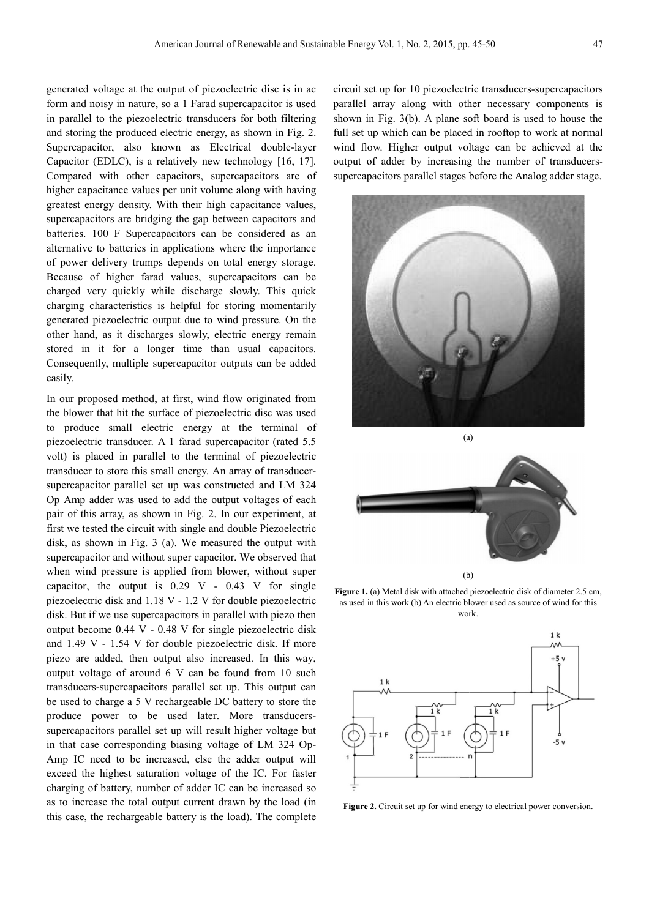generated voltage at the output of piezoelectric disc is in ac form and noisy in nature, so a 1 Farad supercapacitor is used in parallel to the piezoelectric transducers for both filtering and storing the produced electric energy, as shown in Fig. 2. Supercapacitor, also known as Electrical double-layer Capacitor (EDLC), is a relatively new technology [16, 17]. Compared with other capacitors, supercapacitors are of higher capacitance values per unit volume along with having greatest energy density. With their high capacitance values, supercapacitors are bridging the gap between capacitors and batteries. 100 F Supercapacitors can be considered as an alternative to batteries in applications where the importance of power delivery trumps depends on total energy storage. Because of higher farad values, supercapacitors can be charged very quickly while discharge slowly. This quick charging characteristics is helpful for storing momentarily generated piezoelectric output due to wind pressure. On the other hand, as it discharges slowly, electric energy remain stored in it for a longer time than usual capacitors. Consequently, multiple supercapacitor outputs can be added easily.

In our proposed method, at first, wind flow originated from the blower that hit the surface of piezoelectric disc was used to produce small electric energy at the terminal of piezoelectric transducer. A 1 farad supercapacitor (rated 5.5 volt) is placed in parallel to the terminal of piezoelectric transducer to store this small energy. An array of transducer-supercapacitor parallel set up was constructed and LM 324 Op Amp adder was used to add the output voltages of each pair of this array, as shown in Fig. 2. In our experiment, at first we tested the circuit with single and double Piezoelectric disk, as shown in Fig. 3 (a). We measured the output with supercapacitor and without super capacitor. We observed that when wind pressure is applied from blower, without super capacitor, the output is 0.29 V - 0.43 V for single piezoelectric disk and 1.18 V - 1.2 V for double piezoelectric disk. But if we use supercapacitors in parallel with piezo then output become 0.44 V - 0.48 V for single piezoelectric disk and 1.49 V - 1.54 V for double piezoelectric disk. If more piezo are added, then output also increased. In this way, output voltage of around 6 V can be found from 10 such transducers-supercapacitors parallel set up. This output can be used to charge a 5 V rechargeable DC battery to store the produce power to be used later. More transducers-supercapacitors parallel set up will result higher voltage but in that case corresponding biasing voltage of LM 324 Op-Amp IC need to be increased, else the adder output will exceed the highest saturation voltage of the IC. For faster charging of battery, number of adder IC can be increased so as to increase the total output current drawn by the load (in this case, the rechargeable battery is the load). The complete circuit set up for 10 piezoelectric transducers-supercapacitors parallel array along with other necessary components is shown in Fig. 3(b). A plane soft board is used to house the full set up which can be placed in rooftop to work at normal wind flow. Higher output voltage can be achieved at the output of adder by increasing the number of transducers-supercapacitors parallel stages before the Analog adder stage.

(a)

(b)

**Figure 1.** (a) Metal disk with attached piezoelectric disk of diameter 2.5 cm, as used in this work (b) An electric blower used as source of wind for this work.

**Figure 2.** Circuit set up for wind energy to electrical power conversion.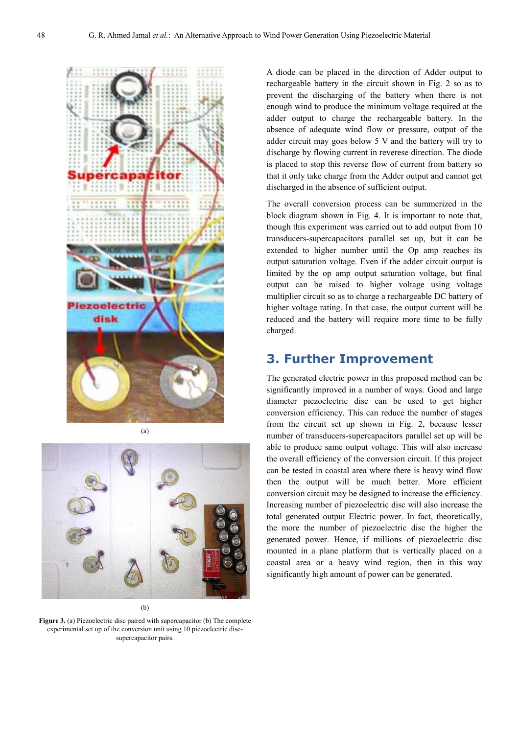Figure 3. (a) Piezoelectric disc paired with supercapacitor (b) The complete experimental set up of the conversion unit using 10 piezoelectric disc-supercapacitor pairs.

A diode can be placed in the direction of Adder output to rechargeable battery in the circuit shown in Fig. 2 so as to prevent the discharging of the battery when there is not enough wind to produce the minimum voltage required at the adder output to charge the rechargeable battery. In the absence of adequate wind flow or pressure, output of the adder circuit may goes below 5 V and the battery will try to discharge by flowing current in reverese direction. The diode is placed to stop this reverse flow of current from battery so that it only take charge from the Adder output and cannot get discharged in the absence of sufficient output.

The overall conversion process can be summerized in the block diagram shown in Fig. 4. It is important to note that, though this experiment was carried out to add output from 10 transducers-supercapacitors parallel set up, but it can be extended to higher number until the Op amp reaches its output saturation voltage. Even if the adder circuit output is limited by the op amp output saturation voltage, but final output can be raised to higher voltage using voltage multiplier circuit so as to charge a rechargeable DC battery of higher voltage rating. In that case, the output current will be reduced and the battery will require more time to be fully charged.

## 3. Further Improvement

The generated electric power in this proposed method can be significantly improved in a number of ways. Good and large diameter piezoelectric disc can be used to get higher conversion efficiency. This can reduce the number of stages from the circuit set up shown in Fig. 2, because lesser number of transducers-supercapacitors parallel set up will be able to produce same output voltage. This will also increase the overall efficiency of the conversion circuit. If this project can be tested in coastal area where there is heavy wind flow then the output will be much better. More efficient conversion circuit may be designed to increase the efficiency. Increasing number of piezoelectric disc will also increase the total generated output Electric power. In fact, theoretically, the more the number of piezoelectric disc the higher the generated power. Hence, if millions of piezoelectric disc mounted in a plane platform that is vertically placed on a coastal area or a heavy wind region, then in this way significantly high amount of power can be generated.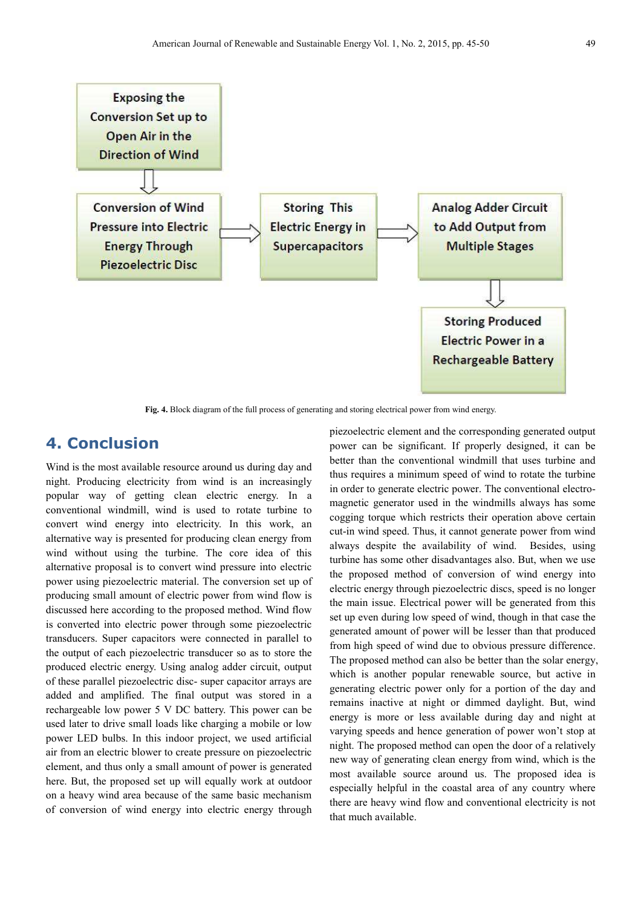Exposing the Conversion Set up to Open Air in the Direction of Wind → Conversion of Wind Pressure into Electric Energy Through Piezoelectric Disc → Storing This Electric Energy in Supercapacitors → Analog Adder Circuit to Add Output from Multiple Stages → Storing Produced Electric Power in a Rechargeable Battery

**Fig. 4.** Block diagram of the full process of generating and storing electrical power from wind energy.

## 4. Conclusion

Wind is the most available resource around us during day and night. Producing electricity from wind is an increasingly popular way of getting clean electric energy. In a conventional windmill, wind is used to rotate turbine to convert wind energy into electricity. In this work, an alternative way is presented for producing clean energy from wind without using the turbine. The core idea of this alternative proposal is to convert wind pressure into electric power using piezoelectric material. The conversion set up of producing small amount of electric power from wind flow is discussed here according to the proposed method. Wind flow is converted into electric power through some piezoelectric transducers. Super capacitors were connected in parallel to the output of each piezoelectric transducer so as to store the produced electric energy. Using analog adder circuit, output of these parallel piezoelectric disc- super capacitor arrays are added and amplified. The final output was stored in a rechargeable low power 5 V DC battery. This power can be used later to drive small loads like charging a mobile or low power LED bulbs. In this indoor project, we used artificial air from an electric blower to create pressure on piezoelectric element, and thus only a small amount of power is generated here. But, the proposed set up will equally work at outdoor on a heavy wind area because of the same basic mechanism of conversion of wind energy into electric energy through piezoelectric element and the corresponding generated output power can be significant. If properly designed, it can be better than the conventional windmill that uses turbine and thus requires a minimum speed of wind to rotate the turbine in order to generate electric power. The conventional electro-magnetic generator used in the windmills always has some cogging torque which restricts their operation above certain cut-in wind speed. Thus, it cannot generate power from wind always despite the availability of wind. Besides, using turbine has some other disadvantages also. But, when we use the proposed method of conversion of wind energy into electric energy through piezoelectric discs, speed is no longer the main issue. Electrical power will be generated from this set up even during low speed of wind, though in that case the generated amount of power will be lesser than that produced from high speed of wind due to obvious pressure difference. The proposed method can also be better than the solar energy, which is another popular renewable source, but active in generating electric power only for a portion of the day and remains inactive at night or dimmed daylight. But, wind energy is more or less available during day and night at varying speeds and hence generation of power won't stop at night. The proposed method can open the door of a relatively new way of generating clean energy from wind, which is the most available source around us. The proposed idea is especially helpful in the coastal area of any country where there are heavy wind flow and conventional electricity is not that much available.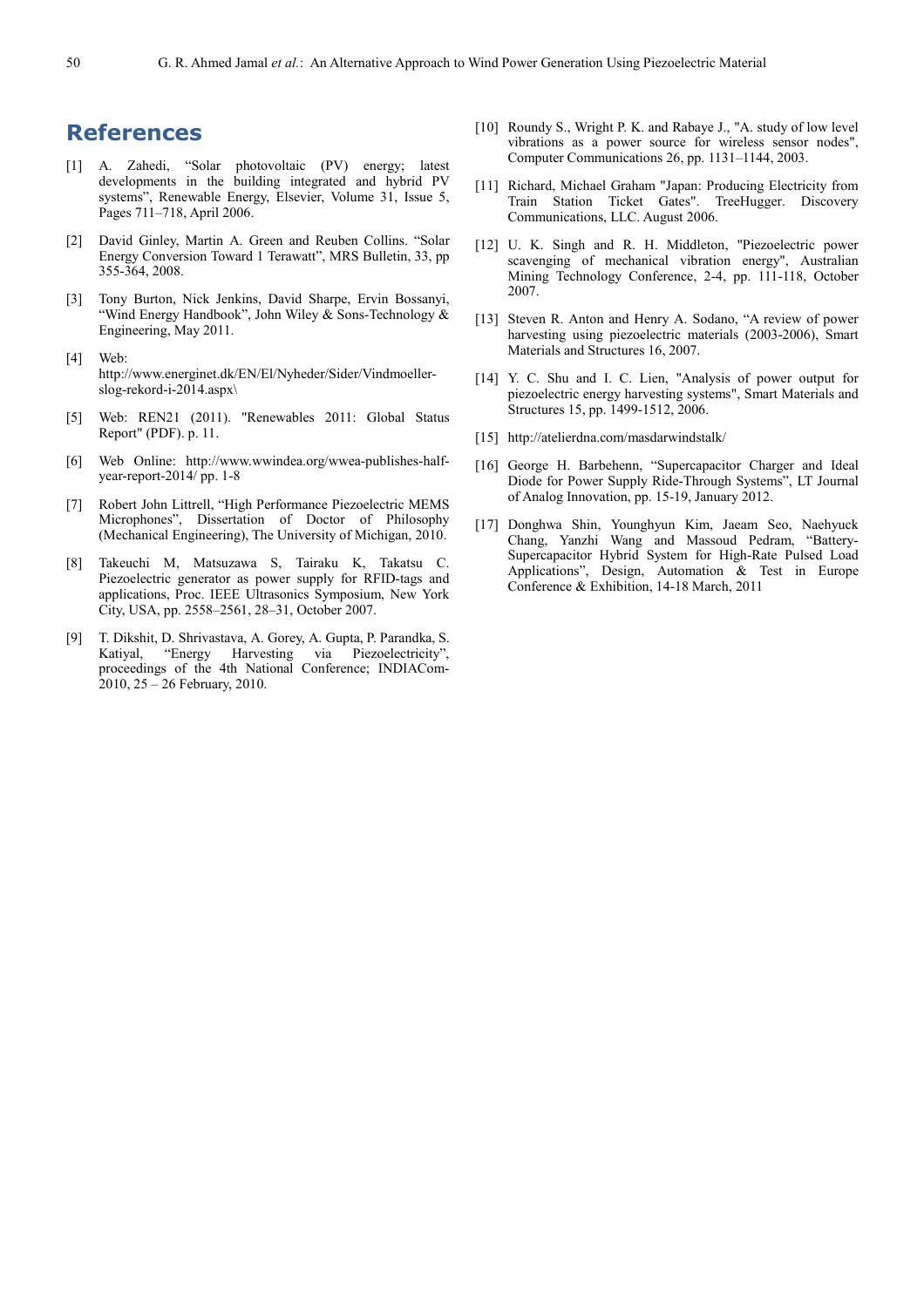## References

[1] A. Zahedi, "Solar photovoltaic (PV) energy; latest developments in the building integrated and hybrid PV systems", Renewable Energy, Elsevier, Volume 31, Issue 5, Pages 711–718, April 2006.

[2] David Ginley, Martin A. Green and Reuben Collins. "Solar Energy Conversion Toward 1 Terawatt", MRS Bulletin, 33, pp 355-364, 2008.

[3] Tony Burton, Nick Jenkins, David Sharpe, Ervin Bossanyi, "Wind Energy Handbook", John Wiley & Sons-Technology & Engineering, May 2011.

[4] Web: http://www.energinet.dk/EN/El/Nyheder/Sider/Vindmoeller-slog-rekord-i-2014.aspx\

[5] Web: REN21 (2011). "Renewables 2011: Global Status Report" (PDF). p. 11.

[6] Web Online: http://www.wwindea.org/wwea-publishes-half-year-report-2014/ pp. 1-8

[7] Robert John Littrell, "High Performance Piezoelectric MEMS Microphones", Dissertation of Doctor of Philosophy (Mechanical Engineering), The University of Michigan, 2010.

[8] Takeuchi M, Matsuzawa S, Tairaku K, Takatsu C. Piezoelectric generator as power supply for RFID-tags and applications, Proc. IEEE Ultrasonics Symposium, New York City, USA, pp. 2558–2561, 28–31, October 2007.

[9] T. Dikshit, D. Shrivastava, A. Gorey, A. Gupta, P. Parandka, S. Katiyal, "Energy Harvesting via Piezoelectricity", proceedings of the 4th National Conference; INDIACom-2010, 25 – 26 February, 2010.

[10] Roundy S., Wright P. K. and Rabaye J., "A. study of low level vibrations as a power source for wireless sensor nodes", Computer Communications 26, pp. 1131–1144, 2003.

[11] Richard, Michael Graham "Japan: Producing Electricity from Train Station Ticket Gates". TreeHugger. Discovery Communications, LLC. August 2006.

[12] U. K. Singh and R. H. Middleton, "Piezoelectric power scavenging of mechanical vibration energy", Australian Mining Technology Conference, 2-4, pp. 111-118, October 2007.

[13] Steven R. Anton and Henry A. Sodano, "A review of power harvesting using piezoelectric materials (2003-2006), Smart Materials and Structures 16, 2007.

[14] Y. C. Shu and I. C. Lien, "Analysis of power output for piezoelectric energy harvesting systems", Smart Materials and Structures 15, pp. 1499-1512, 2006.

[15] http://atelierdna.com/masdarwindstalk/

[16] George H. Barbehenn, "Supercapacitor Charger and Ideal Diode for Power Supply Ride-Through Systems", LT Journal of Analog Innovation, pp. 15-19, January 2012.

[17] Donghwa Shin, Younghyun Kim, Jaeam Seo, Naehyuck Chang, Yanzhi Wang and Massoud Pedram, "Battery-Supercapacitor Hybrid System for High-Rate Pulsed Load Applications", Design, Automation & Test in Europe Conference & Exhibition, 14-18 March, 2011